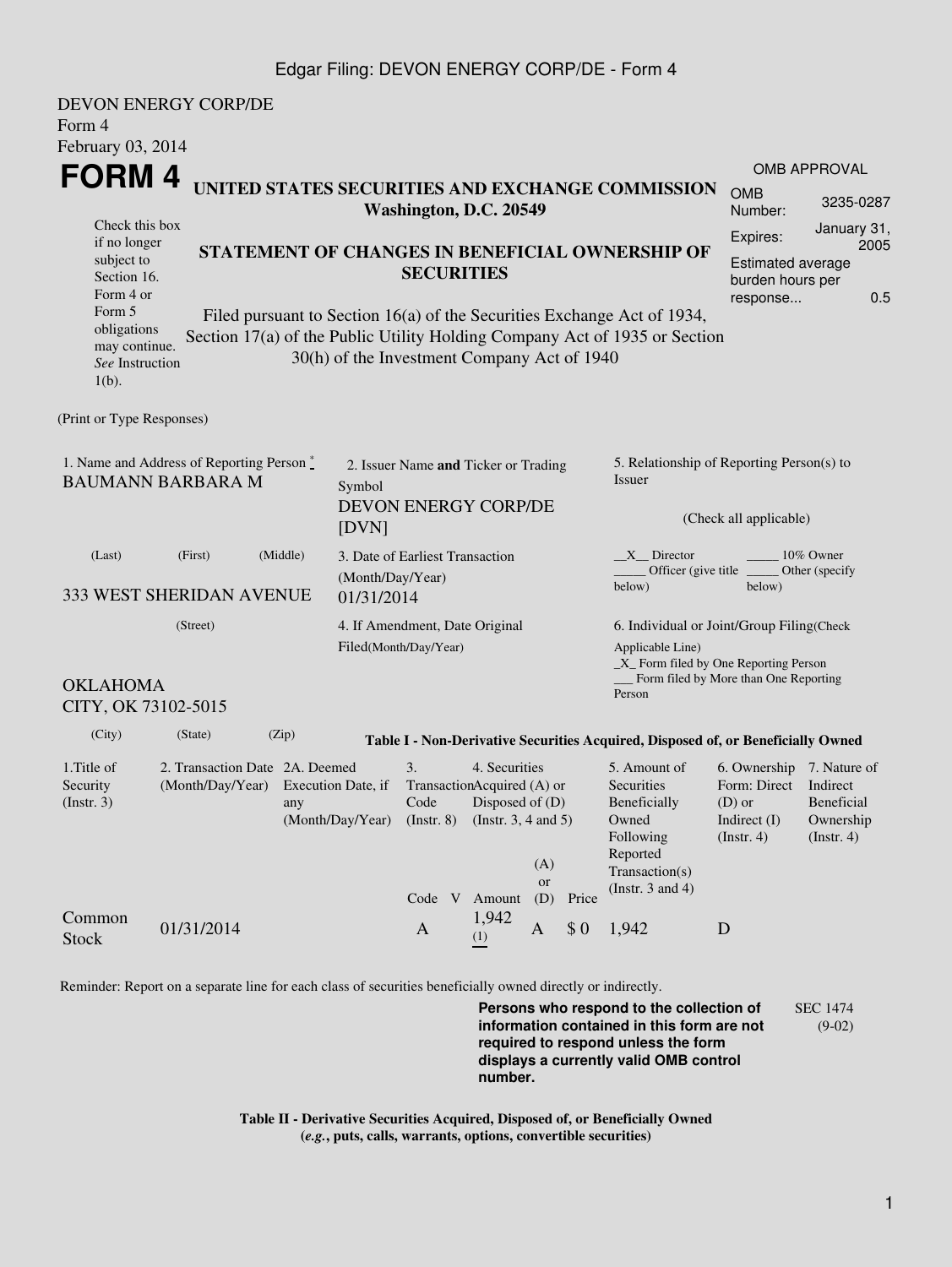DEVON ENERGY CORP/DE
Form 4
February 03, 2014

# FORM 4

## UNITED STATES SECURITIES AND EXCHANGE COMMISSION
**Washington, D.C. 20549**

Check this box if no longer subject to Section 16. Form 4 or Form 5 obligations may continue. *See* Instruction 1(b).

## STATEMENT OF CHANGES IN BENEFICIAL OWNERSHIP OF SECURITIES

Filed pursuant to Section 16(a) of the Securities Exchange Act of 1934, Section 17(a) of the Public Utility Holding Company Act of 1935 or Section 30(h) of the Investment Company Act of 1940

| OMB APPROVAL | |
|---|---|
| OMB Number: | 3235-0287 |
| Expires: | January 31, 2005 |
| Estimated average burden hours per response... | 0.5 |

(Print or Type Responses)

1. Name and Address of Reporting Person *
BAUMANN BARBARA M
(Last) (First) (Middle)
333 WEST SHERIDAN AVENUE
(Street)
OKLAHOMA CITY, OK 73102-5015
(City) (State) (Zip)

2. Issuer Name **and** Ticker or Trading Symbol
DEVON ENERGY CORP/DE [DVN]

3. Date of Earliest Transaction (Month/Day/Year)
01/31/2014

4. If Amendment, Date Original Filed(Month/Day/Year)

5. Relationship of Reporting Person(s) to Issuer
(Check all applicable)
\_\_X\_\_ Director \_\_\_\_\_ 10% Owner
\_\_\_\_\_ Officer (give title below) \_\_\_\_\_ Other (specify below)

6. Individual or Joint/Group Filing(Check Applicable Line)
\_X\_ Form filed by One Reporting Person
\_\_\_ Form filed by More than One Reporting Person

**Table I - Non-Derivative Securities Acquired, Disposed of, or Beneficially Owned**

| 1.Title of Security (Instr. 3) | 2. Transaction Date (Month/Day/Year) | 2A. Deemed Execution Date, if any (Month/Day/Year) | 3. Transaction Code (Instr. 8) | | 4. Securities Acquired (A) or Disposed of (D) (Instr. 3, 4 and 5) | | | 5. Amount of Securities Beneficially Owned Following Reported Transaction(s) (Instr. 3 and 4) | 6. Ownership Form: Direct (D) or Indirect (I) (Instr. 4) | 7. Nature of Indirect Beneficial Ownership (Instr. 4) |
|---|---|---|---|---|---|---|---|---|---|---|
| | | | Code | V | Amount | (A) or (D) | Price | | | |
| Common Stock | 01/31/2014 | | A | | 1,942 (1) | A | $ 0 | 1,942 | D | |

Reminder: Report on a separate line for each class of securities beneficially owned directly or indirectly.

**Persons who respond to the collection of information contained in this form are not required to respond unless the form displays a currently valid OMB control number.**

SEC 1474 (9-02)

**Table II - Derivative Securities Acquired, Disposed of, or Beneficially Owned**
**(*e.g.*, puts, calls, warrants, options, convertible securities)**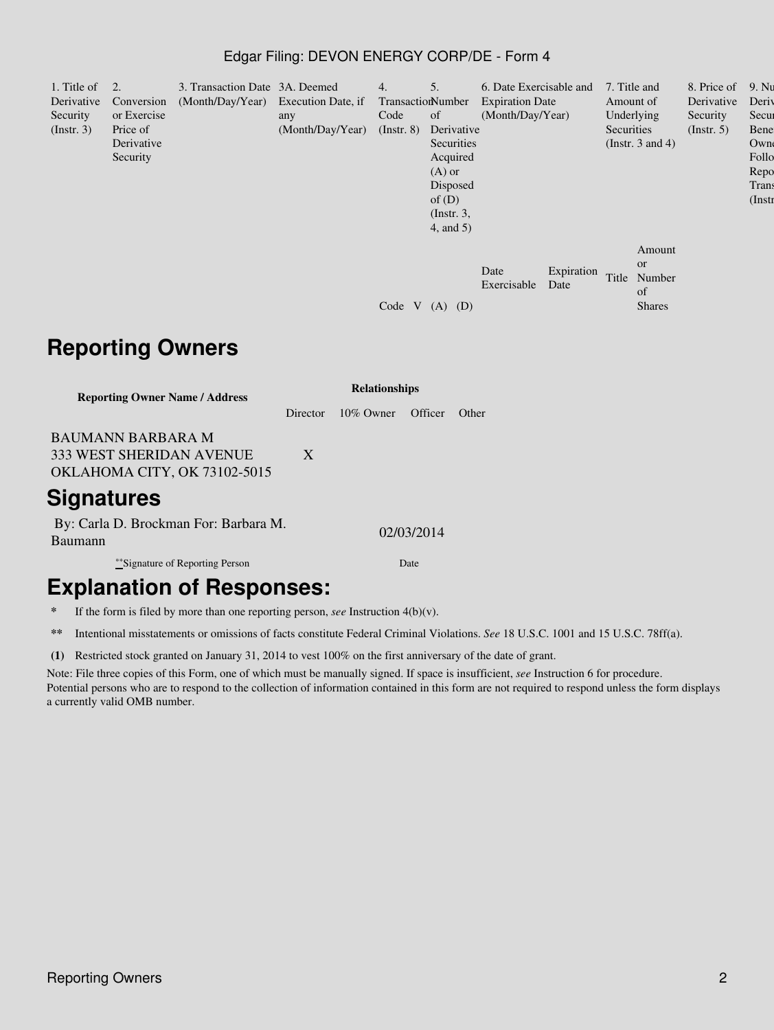| 1. Title of Derivative Security (Instr. 3) | 2. Conversion or Exercise Price of Derivative Security | 3. Transaction Date (Month/Day/Year) | 3A. Deemed Execution Date, if any (Month/Day/Year) | 4. Transaction Code (Instr. 8) | | 5. Number of Derivative Securities Acquired (A) or Disposed of (D) (Instr. 3, 4, and 5) | | 6. Date Exercisable and Expiration Date (Month/Day/Year) | | 7. Title and Amount of Underlying Securities (Instr. 3 and 4) | | 8. Price of Derivative Security (Instr. 5) | 9. Nu Deriv Secur Bene Own Follo Repo Trans (Instr |
|---|---|---|---|---|---|---|---|---|---|---|---|---|---|
| | | | | Code | V | (A) | (D) | Date Exercisable | Expiration Date | Title | Amount or Number of Shares | | |

## Reporting Owners

| Reporting Owner Name / Address | Relationships | | | |
|---|---|---|---|---|
| | Director | 10% Owner | Officer | Other |
| BAUMANN BARBARA M<br>333 WEST SHERIDAN AVENUE<br>OKLAHOMA CITY, OK 73102-5015 | X | | | |

## Signatures

| By: Carla D. Brockman For: Barbara M. Baumann | 02/03/2014 |
|---|---|
| **Signature of Reporting Person | Date |

## Explanation of Responses:

- \* If the form is filed by more than one reporting person, *see* Instruction 4(b)(v).
- ** Intentional misstatements or omissions of facts constitute Federal Criminal Violations. *See* 18 U.S.C. 1001 and 15 U.S.C. 78ff(a).
- **(1)** Restricted stock granted on January 31, 2014 to vest 100% on the first anniversary of the date of grant.

Note: File three copies of this Form, one of which must be manually signed. If space is insufficient, *see* Instruction 6 for procedure.
Potential persons who are to respond to the collection of information contained in this form are not required to respond unless the form displays a currently valid OMB number.